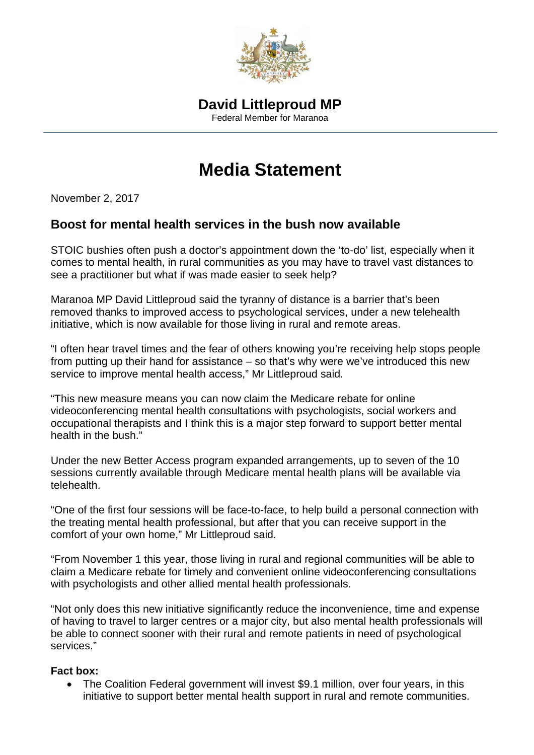**David Littleproud MP**
Federal Member for Maranoa

# Media Statement

November 2, 2017

## Boost for mental health services in the bush now available

STOIC bushies often push a doctor's appointment down the 'to-do' list, especially when it comes to mental health, in rural communities as you may have to travel vast distances to see a practitioner but what if was made easier to seek help?

Maranoa MP David Littleproud said the tyranny of distance is a barrier that's been removed thanks to improved access to psychological services, under a new telehealth initiative, which is now available for those living in rural and remote areas.

"I often hear travel times and the fear of others knowing you're receiving help stops people from putting up their hand for assistance – so that's why were we've introduced this new service to improve mental health access," Mr Littleproud said.

"This new measure means you can now claim the Medicare rebate for online videoconferencing mental health consultations with psychologists, social workers and occupational therapists and I think this is a major step forward to support better mental health in the bush."

Under the new Better Access program expanded arrangements, up to seven of the 10 sessions currently available through Medicare mental health plans will be available via telehealth.

"One of the first four sessions will be face-to-face, to help build a personal connection with the treating mental health professional, but after that you can receive support in the comfort of your own home," Mr Littleproud said.

"From November 1 this year, those living in rural and regional communities will be able to claim a Medicare rebate for timely and convenient online videoconferencing consultations with psychologists and other allied mental health professionals.

"Not only does this new initiative significantly reduce the inconvenience, time and expense of having to travel to larger centres or a major city, but also mental health professionals will be able to connect sooner with their rural and remote patients in need of psychological services."

**Fact box:**

- The Coalition Federal government will invest $9.1 million, over four years, in this initiative to support better mental health support in rural and remote communities.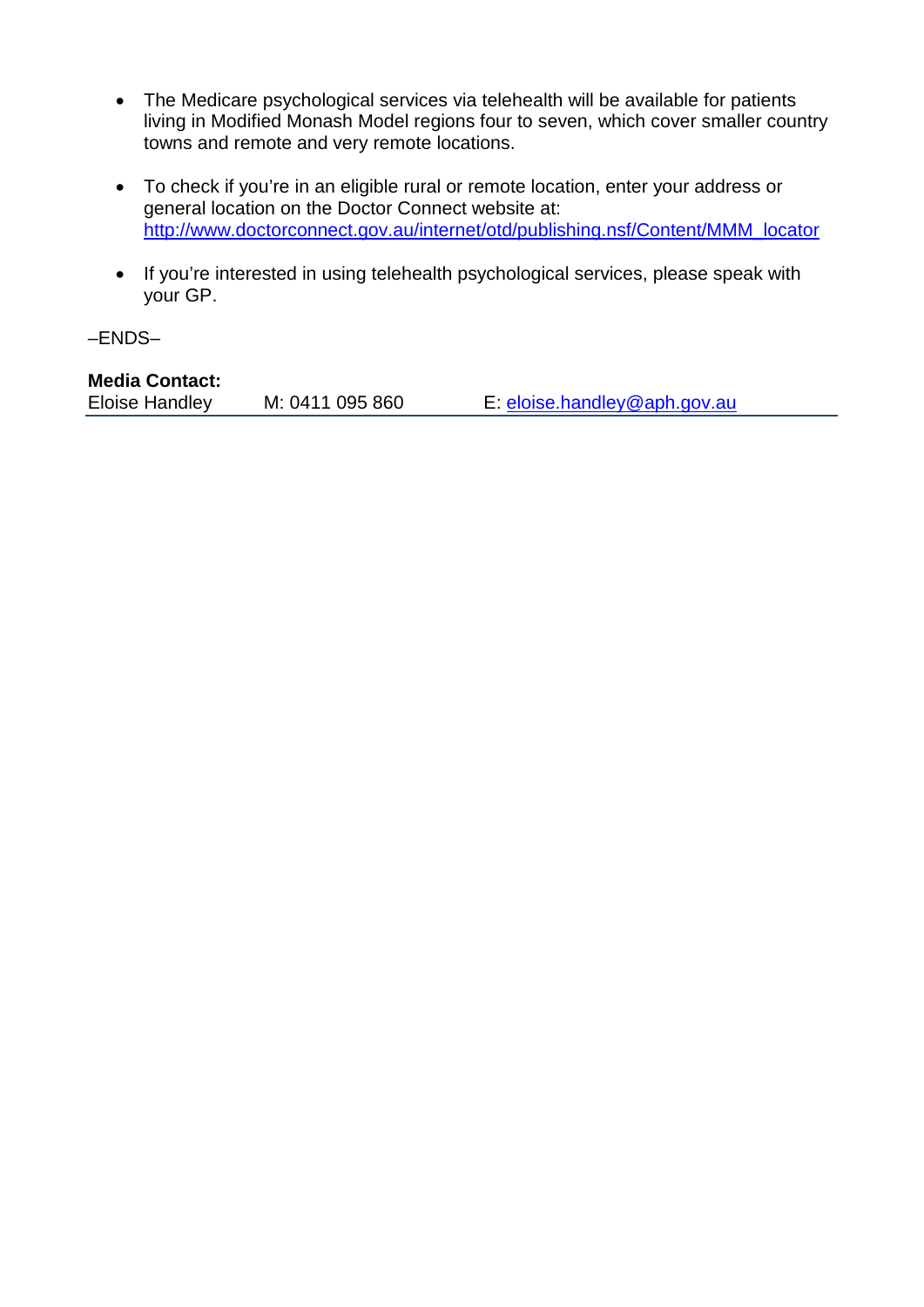- The Medicare psychological services via telehealth will be available for patients living in Modified Monash Model regions four to seven, which cover smaller country towns and remote and very remote locations.

- To check if you're in an eligible rural or remote location, enter your address or general location on the Doctor Connect website at: http://www.doctorconnect.gov.au/internet/otd/publishing.nsf/Content/MMM_locator

- If you're interested in using telehealth psychological services, please speak with your GP.

–ENDS–

**Media Contact:**
Eloise Handley M: 0411 095 860 E: eloise.handley@aph.gov.au